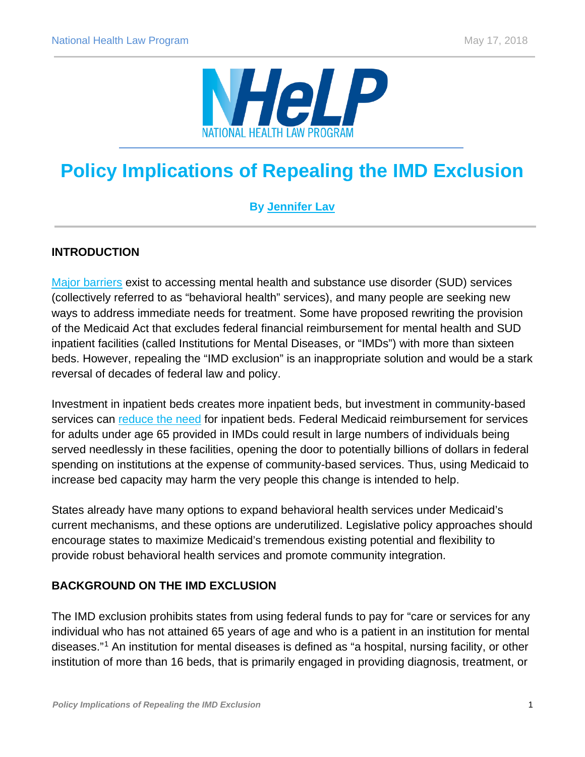# Policy Implications of Repealing the IMD Exclusion

**By Jennifer Lav**

## INTRODUCTION

Major barriers exist to accessing mental health and substance use disorder (SUD) services (collectively referred to as "behavioral health" services), and many people are seeking new ways to address immediate needs for treatment. Some have proposed rewriting the provision of the Medicaid Act that excludes federal financial reimbursement for mental health and SUD inpatient facilities (called Institutions for Mental Diseases, or "IMDs") with more than sixteen beds. However, repealing the "IMD exclusion" is an inappropriate solution and would be a stark reversal of decades of federal law and policy.

Investment in inpatient beds creates more inpatient beds, but investment in community-based services can reduce the need for inpatient beds. Federal Medicaid reimbursement for services for adults under age 65 provided in IMDs could result in large numbers of individuals being served needlessly in these facilities, opening the door to potentially billions of dollars in federal spending on institutions at the expense of community-based services. Thus, using Medicaid to increase bed capacity may harm the very people this change is intended to help.

States already have many options to expand behavioral health services under Medicaid's current mechanisms, and these options are underutilized. Legislative policy approaches should encourage states to maximize Medicaid's tremendous existing potential and flexibility to provide robust behavioral health services and promote community integration.

## BACKGROUND ON THE IMD EXCLUSION

The IMD exclusion prohibits states from using federal funds to pay for "care or services for any individual who has not attained 65 years of age and who is a patient in an institution for mental diseases."[1] An institution for mental diseases is defined as "a hospital, nursing facility, or other institution of more than 16 beds, that is primarily engaged in providing diagnosis, treatment, or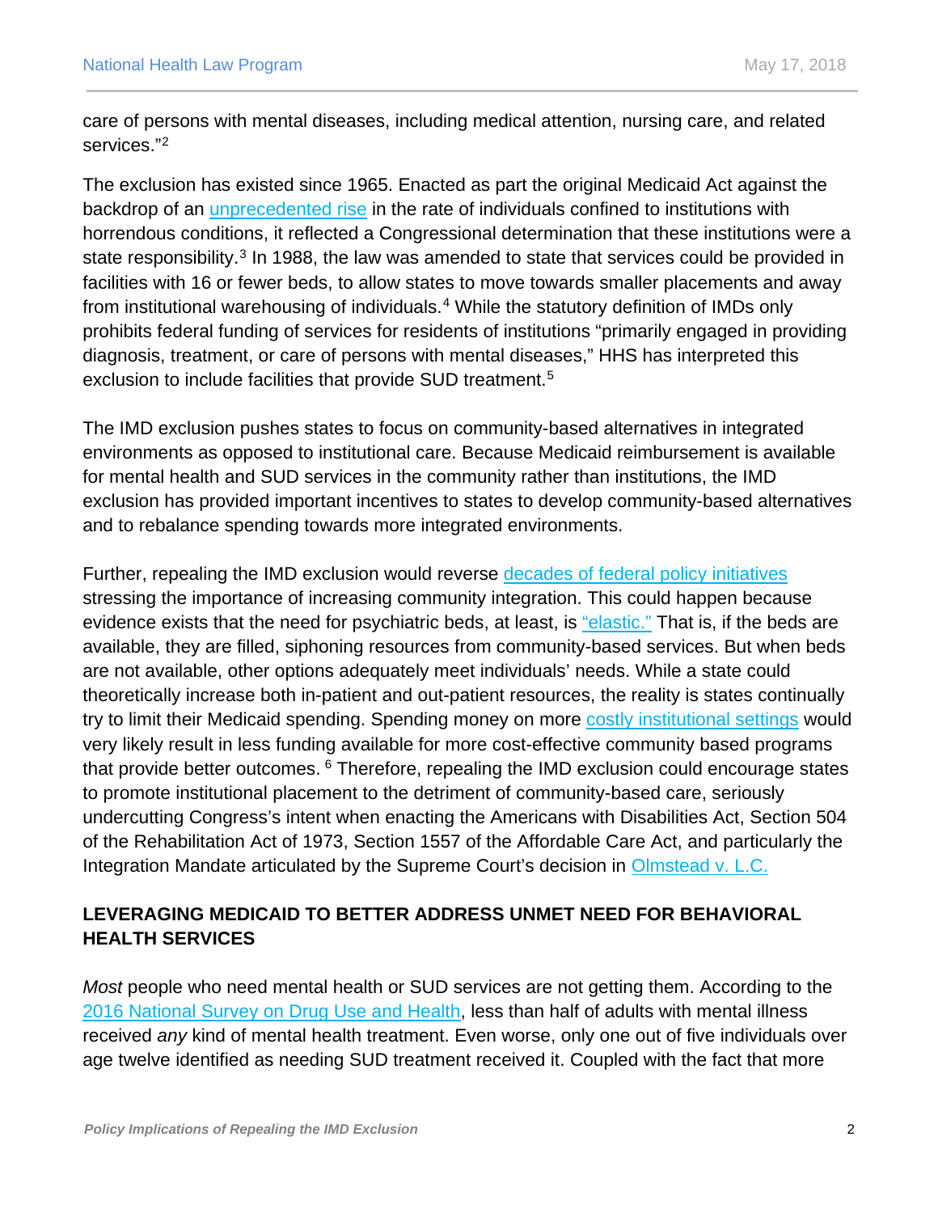care of persons with mental diseases, including medical attention, nursing care, and related services."[2]

The exclusion has existed since 1965. Enacted as part the original Medicaid Act against the backdrop of an unprecedented rise in the rate of individuals confined to institutions with horrendous conditions, it reflected a Congressional determination that these institutions were a state responsibility.[3] In 1988, the law was amended to state that services could be provided in facilities with 16 or fewer beds, to allow states to move towards smaller placements and away from institutional warehousing of individuals.[4] While the statutory definition of IMDs only prohibits federal funding of services for residents of institutions "primarily engaged in providing diagnosis, treatment, or care of persons with mental diseases," HHS has interpreted this exclusion to include facilities that provide SUD treatment.[5]

The IMD exclusion pushes states to focus on community-based alternatives in integrated environments as opposed to institutional care. Because Medicaid reimbursement is available for mental health and SUD services in the community rather than institutions, the IMD exclusion has provided important incentives to states to develop community-based alternatives and to rebalance spending towards more integrated environments.

Further, repealing the IMD exclusion would reverse decades of federal policy initiatives stressing the importance of increasing community integration. This could happen because evidence exists that the need for psychiatric beds, at least, is "elastic." That is, if the beds are available, they are filled, siphoning resources from community-based services. But when beds are not available, other options adequately meet individuals' needs. While a state could theoretically increase both in-patient and out-patient resources, the reality is states continually try to limit their Medicaid spending. Spending money on more costly institutional settings would very likely result in less funding available for more cost-effective community based programs that provide better outcomes. [6] Therefore, repealing the IMD exclusion could encourage states to promote institutional placement to the detriment of community-based care, seriously undercutting Congress's intent when enacting the Americans with Disabilities Act, Section 504 of the Rehabilitation Act of 1973, Section 1557 of the Affordable Care Act, and particularly the Integration Mandate articulated by the Supreme Court's decision in Olmstead v. L.C.

## LEVERAGING MEDICAID TO BETTER ADDRESS UNMET NEED FOR BEHAVIORAL HEALTH SERVICES

*Most* people who need mental health or SUD services are not getting them. According to the 2016 National Survey on Drug Use and Health, less than half of adults with mental illness received *any* kind of mental health treatment. Even worse, only one out of five individuals over age twelve identified as needing SUD treatment received it. Coupled with the fact that more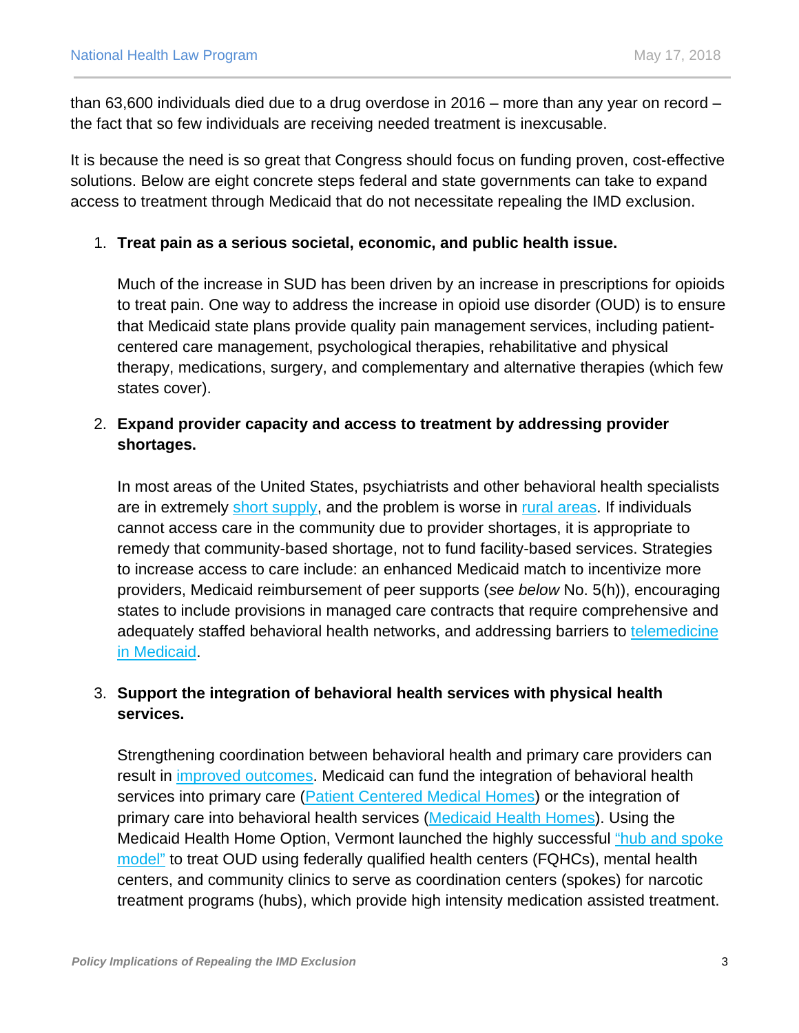than 63,600 individuals died due to a drug overdose in 2016 – more than any year on record – the fact that so few individuals are receiving needed treatment is inexcusable.

It is because the need is so great that Congress should focus on funding proven, cost-effective solutions. Below are eight concrete steps federal and state governments can take to expand access to treatment through Medicaid that do not necessitate repealing the IMD exclusion.

1. **Treat pain as a serious societal, economic, and public health issue.**

   Much of the increase in SUD has been driven by an increase in prescriptions for opioids to treat pain. One way to address the increase in opioid use disorder (OUD) is to ensure that Medicaid state plans provide quality pain management services, including patient-centered care management, psychological therapies, rehabilitative and physical therapy, medications, surgery, and complementary and alternative therapies (which few states cover).

2. **Expand provider capacity and access to treatment by addressing provider shortages.**

   In most areas of the United States, psychiatrists and other behavioral health specialists are in extremely short supply, and the problem is worse in rural areas. If individuals cannot access care in the community due to provider shortages, it is appropriate to remedy that community-based shortage, not to fund facility-based services. Strategies to increase access to care include: an enhanced Medicaid match to incentivize more providers, Medicaid reimbursement of peer supports (*see below* No. 5(h)), encouraging states to include provisions in managed care contracts that require comprehensive and adequately staffed behavioral health networks, and addressing barriers to telemedicine in Medicaid.

3. **Support the integration of behavioral health services with physical health services.**

   Strengthening coordination between behavioral health and primary care providers can result in improved outcomes. Medicaid can fund the integration of behavioral health services into primary care (Patient Centered Medical Homes) or the integration of primary care into behavioral health services (Medicaid Health Homes). Using the Medicaid Health Home Option, Vermont launched the highly successful "hub and spoke model" to treat OUD using federally qualified health centers (FQHCs), mental health centers, and community clinics to serve as coordination centers (spokes) for narcotic treatment programs (hubs), which provide high intensity medication assisted treatment.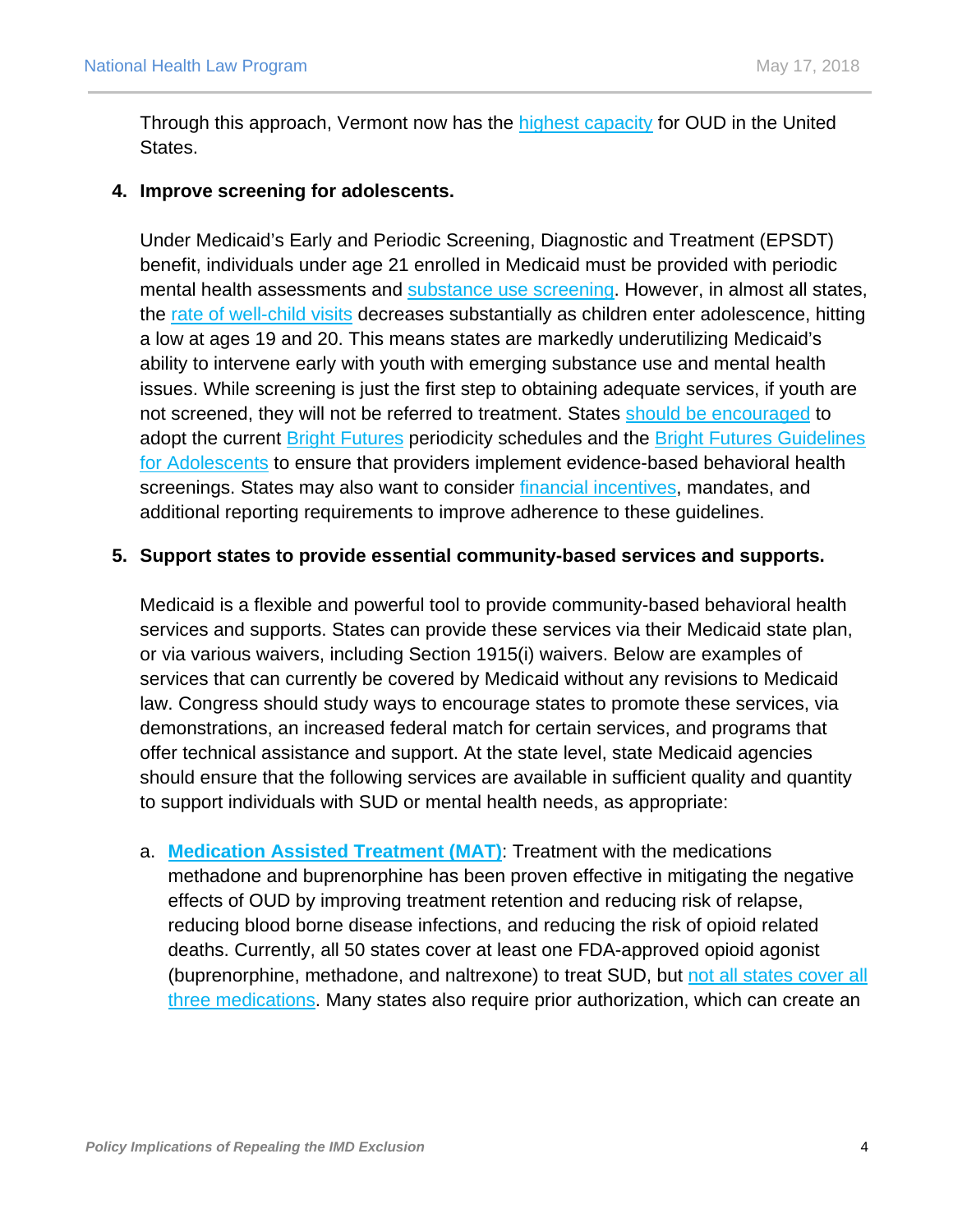Through this approach, Vermont now has the highest capacity for OUD in the United States.

4. **Improve screening for adolescents.**

   Under Medicaid's Early and Periodic Screening, Diagnostic and Treatment (EPSDT) benefit, individuals under age 21 enrolled in Medicaid must be provided with periodic mental health assessments and substance use screening. However, in almost all states, the rate of well-child visits decreases substantially as children enter adolescence, hitting a low at ages 19 and 20. This means states are markedly underutilizing Medicaid's ability to intervene early with youth with emerging substance use and mental health issues. While screening is just the first step to obtaining adequate services, if youth are not screened, they will not be referred to treatment. States should be encouraged to adopt the current Bright Futures periodicity schedules and the Bright Futures Guidelines for Adolescents to ensure that providers implement evidence-based behavioral health screenings. States may also want to consider financial incentives, mandates, and additional reporting requirements to improve adherence to these guidelines.

5. **Support states to provide essential community-based services and supports.**

   Medicaid is a flexible and powerful tool to provide community-based behavioral health services and supports. States can provide these services via their Medicaid state plan, or via various waivers, including Section 1915(i) waivers. Below are examples of services that can currently be covered by Medicaid without any revisions to Medicaid law. Congress should study ways to encourage states to promote these services, via demonstrations, an increased federal match for certain services, and programs that offer technical assistance and support. At the state level, state Medicaid agencies should ensure that the following services are available in sufficient quality and quantity to support individuals with SUD or mental health needs, as appropriate:

   a. **Medication Assisted Treatment (MAT)**: Treatment with the medications methadone and buprenorphine has been proven effective in mitigating the negative effects of OUD by improving treatment retention and reducing risk of relapse, reducing blood borne disease infections, and reducing the risk of opioid related deaths. Currently, all 50 states cover at least one FDA-approved opioid agonist (buprenorphine, methadone, and naltrexone) to treat SUD, but not all states cover all three medications. Many states also require prior authorization, which can create an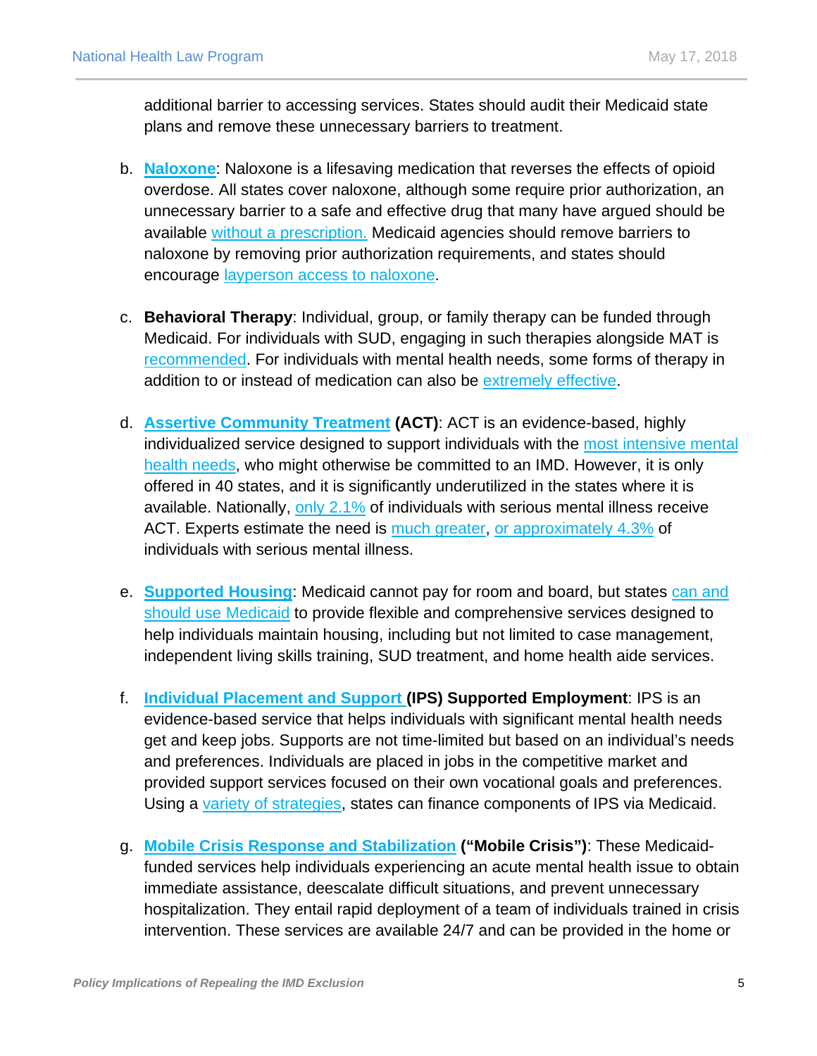additional barrier to accessing services. States should audit their Medicaid state plans and remove these unnecessary barriers to treatment.

b. **Naloxone**: Naloxone is a lifesaving medication that reverses the effects of opioid overdose. All states cover naloxone, although some require prior authorization, an unnecessary barrier to a safe and effective drug that many have argued should be available without a prescription. Medicaid agencies should remove barriers to naloxone by removing prior authorization requirements, and states should encourage layperson access to naloxone.

c. **Behavioral Therapy**: Individual, group, or family therapy can be funded through Medicaid. For individuals with SUD, engaging in such therapies alongside MAT is recommended. For individuals with mental health needs, some forms of therapy in addition to or instead of medication can also be extremely effective.

d. **Assertive Community Treatment (ACT)**: ACT is an evidence-based, highly individualized service designed to support individuals with the most intensive mental health needs, who might otherwise be committed to an IMD. However, it is only offered in 40 states, and it is significantly underutilized in the states where it is available. Nationally, only 2.1% of individuals with serious mental illness receive ACT. Experts estimate the need is much greater, or approximately 4.3% of individuals with serious mental illness.

e. **Supported Housing**: Medicaid cannot pay for room and board, but states can and should use Medicaid to provide flexible and comprehensive services designed to help individuals maintain housing, including but not limited to case management, independent living skills training, SUD treatment, and home health aide services.

f. **Individual Placement and Support (IPS) Supported Employment**: IPS is an evidence-based service that helps individuals with significant mental health needs get and keep jobs. Supports are not time-limited but based on an individual's needs and preferences. Individuals are placed in jobs in the competitive market and provided support services focused on their own vocational goals and preferences. Using a variety of strategies, states can finance components of IPS via Medicaid.

g. **Mobile Crisis Response and Stabilization ("Mobile Crisis")**: These Medicaid-funded services help individuals experiencing an acute mental health issue to obtain immediate assistance, deescalate difficult situations, and prevent unnecessary hospitalization. They entail rapid deployment of a team of individuals trained in crisis intervention. These services are available 24/7 and can be provided in the home or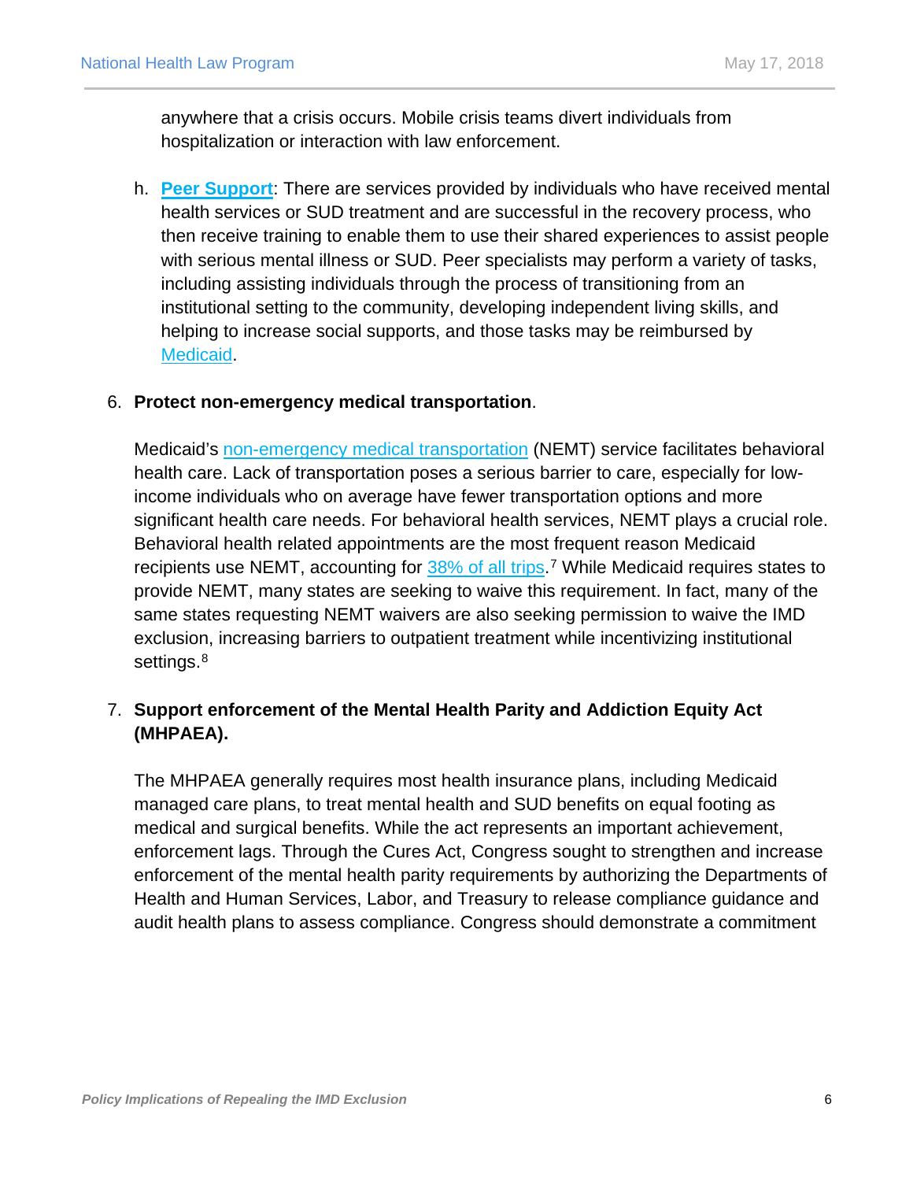anywhere that a crisis occurs. Mobile crisis teams divert individuals from hospitalization or interaction with law enforcement.

h. **Peer Support**: There are services provided by individuals who have received mental health services or SUD treatment and are successful in the recovery process, who then receive training to enable them to use their shared experiences to assist people with serious mental illness or SUD. Peer specialists may perform a variety of tasks, including assisting individuals through the process of transitioning from an institutional setting to the community, developing independent living skills, and helping to increase social supports, and those tasks may be reimbursed by Medicaid.

6. **Protect non-emergency medical transportation**.

   Medicaid's non-emergency medical transportation (NEMT) service facilitates behavioral health care. Lack of transportation poses a serious barrier to care, especially for low-income individuals who on average have fewer transportation options and more significant health care needs. For behavioral health services, NEMT plays a crucial role. Behavioral health related appointments are the most frequent reason Medicaid recipients use NEMT, accounting for 38% of all trips.[7] While Medicaid requires states to provide NEMT, many states are seeking to waive this requirement. In fact, many of the same states requesting NEMT waivers are also seeking permission to waive the IMD exclusion, increasing barriers to outpatient treatment while incentivizing institutional settings.[8]

7. **Support enforcement of the Mental Health Parity and Addiction Equity Act (MHPAEA).**

   The MHPAEA generally requires most health insurance plans, including Medicaid managed care plans, to treat mental health and SUD benefits on equal footing as medical and surgical benefits. While the act represents an important achievement, enforcement lags. Through the Cures Act, Congress sought to strengthen and increase enforcement of the mental health parity requirements by authorizing the Departments of Health and Human Services, Labor, and Treasury to release compliance guidance and audit health plans to assess compliance. Congress should demonstrate a commitment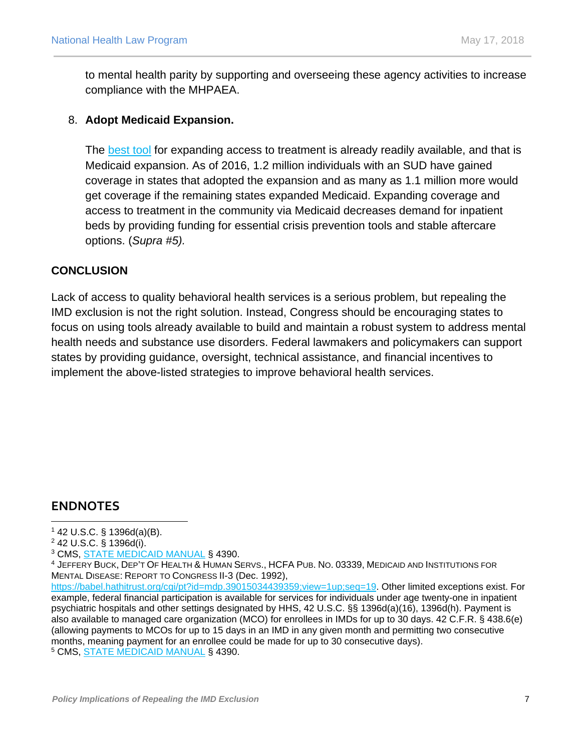to mental health parity by supporting and overseeing these agency activities to increase compliance with the MHPAEA.

8. **Adopt Medicaid Expansion.**

   The best tool for expanding access to treatment is already readily available, and that is Medicaid expansion. As of 2016, 1.2 million individuals with an SUD have gained coverage in states that adopted the expansion and as many as 1.1 million more would get coverage if the remaining states expanded Medicaid. Expanding coverage and access to treatment in the community via Medicaid decreases demand for inpatient beds by providing funding for essential crisis prevention tools and stable aftercare options. (*Supra #5).*

**CONCLUSION**

Lack of access to quality behavioral health services is a serious problem, but repealing the IMD exclusion is not the right solution. Instead, Congress should be encouraging states to focus on using tools already available to build and maintain a robust system to address mental health needs and substance use disorders. Federal lawmakers and policymakers can support states by providing guidance, oversight, technical assistance, and financial incentives to implement the above-listed strategies to improve behavioral health services.

## ENDNOTES

[1] 42 U.S.C. § 1396d(a)(B).

[2] 42 U.S.C. § 1396d(i).

[3] CMS, STATE MEDICAID MANUAL § 4390.

[4] JEFFERY BUCK, DEP'T OF HEALTH & HUMAN SERVS., HCFA PUB. NO. 03339, MEDICAID AND INSTITUTIONS FOR MENTAL DISEASE: REPORT TO CONGRESS II-3 (Dec. 1992), https://babel.hathitrust.org/cgi/pt?id=mdp.39015034439359;view=1up;seq=19. Other limited exceptions exist. For example, federal financial participation is available for services for individuals under age twenty-one in inpatient psychiatric hospitals and other settings designated by HHS, 42 U.S.C. §§ 1396d(a)(16), 1396d(h). Payment is also available to managed care organization (MCO) for enrollees in IMDs for up to 30 days. 42 C.F.R. § 438.6(e) (allowing payments to MCOs for up to 15 days in an IMD in any given month and permitting two consecutive months, meaning payment for an enrollee could be made for up to 30 consecutive days).

[5] CMS, STATE MEDICAID MANUAL § 4390.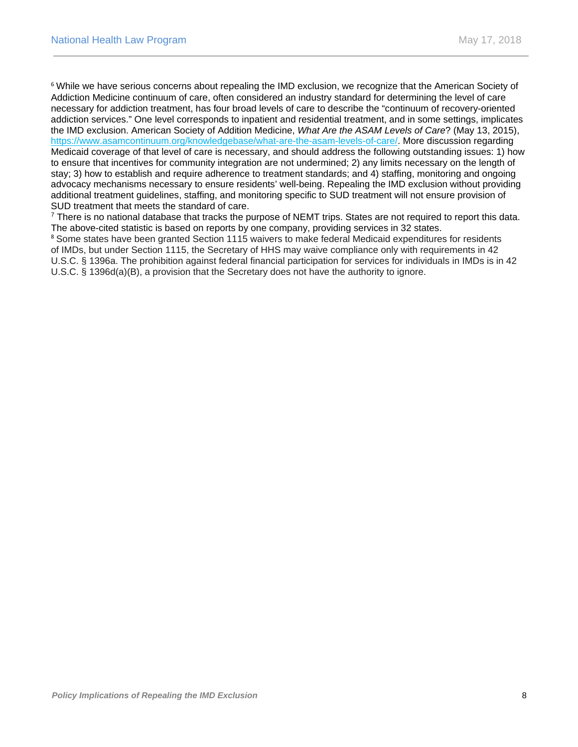[6] While we have serious concerns about repealing the IMD exclusion, we recognize that the American Society of Addiction Medicine continuum of care, often considered an industry standard for determining the level of care necessary for addiction treatment, has four broad levels of care to describe the "continuum of recovery-oriented addiction services." One level corresponds to inpatient and residential treatment, and in some settings, implicates the IMD exclusion. American Society of Addiction Medicine, *What Are the ASAM Levels of Care*? (May 13, 2015), https://www.asamcontinuum.org/knowledgebase/what-are-the-asam-levels-of-care/. More discussion regarding Medicaid coverage of that level of care is necessary, and should address the following outstanding issues: 1) how to ensure that incentives for community integration are not undermined; 2) any limits necessary on the length of stay; 3) how to establish and require adherence to treatment standards; and 4) staffing, monitoring and ongoing advocacy mechanisms necessary to ensure residents' well-being. Repealing the IMD exclusion without providing additional treatment guidelines, staffing, and monitoring specific to SUD treatment will not ensure provision of SUD treatment that meets the standard of care.

[7] There is no national database that tracks the purpose of NEMT trips. States are not required to report this data. The above-cited statistic is based on reports by one company, providing services in 32 states.

[8] Some states have been granted Section 1115 waivers to make federal Medicaid expenditures for residents of IMDs, but under Section 1115, the Secretary of HHS may waive compliance only with requirements in 42 U.S.C. § 1396a. The prohibition against federal financial participation for services for individuals in IMDs is in 42 U.S.C. § 1396d(a)(B), a provision that the Secretary does not have the authority to ignore.